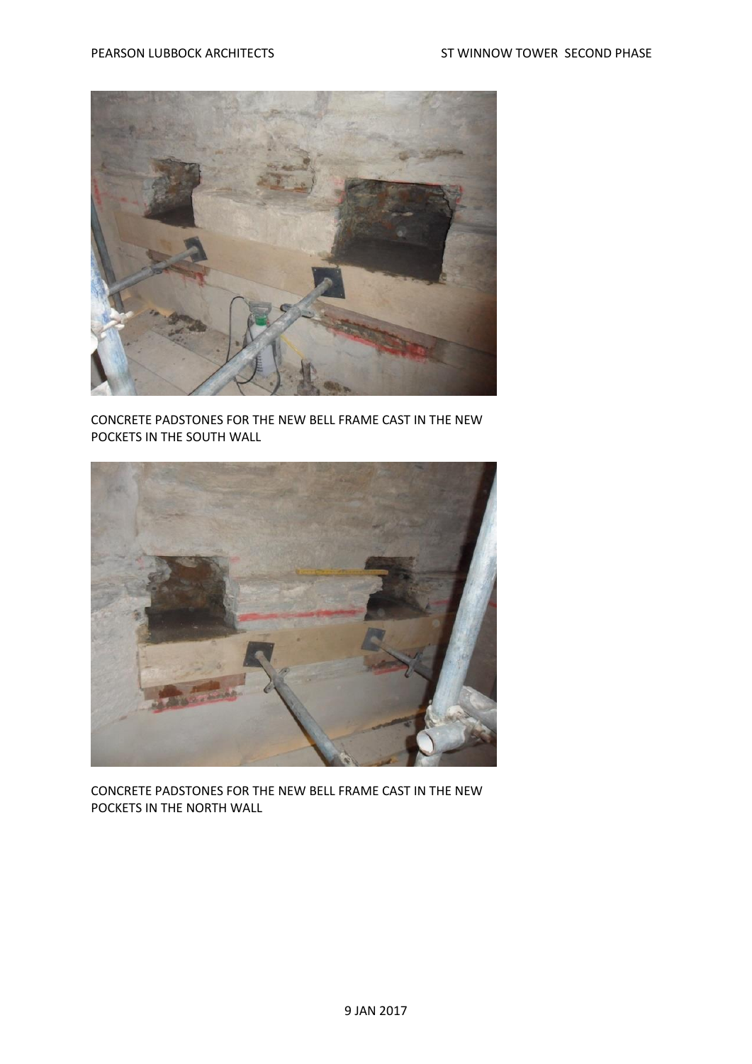CONCRETE PADSTONES FOR THE NEW BELL FRAME CAST IN THE NEW POCKETS IN THE SOUTH WALL

CONCRETE PADSTONES FOR THE NEW BELL FRAME CAST IN THE NEW POCKETS IN THE NORTH WALL

9 JAN 2017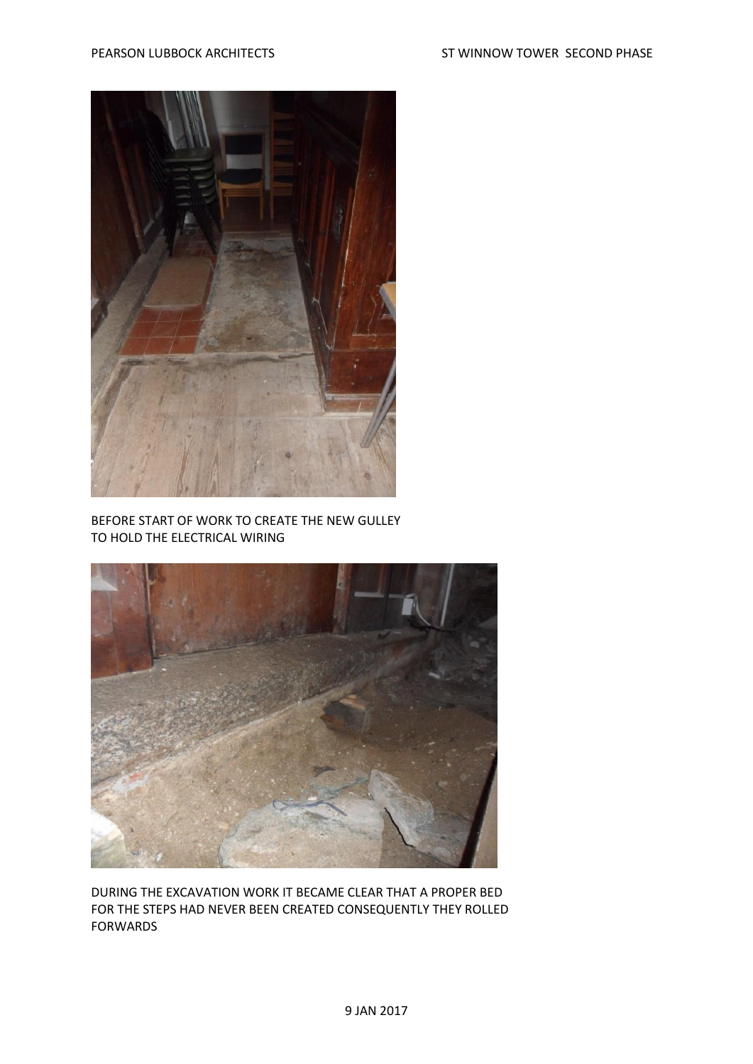BEFORE START OF WORK TO CREATE THE NEW GULLEY TO HOLD THE ELECTRICAL WIRING

DURING THE EXCAVATION WORK IT BECAME CLEAR THAT A PROPER BED FOR THE STEPS HAD NEVER BEEN CREATED CONSEQUENTLY THEY ROLLED FORWARDS

9 JAN 2017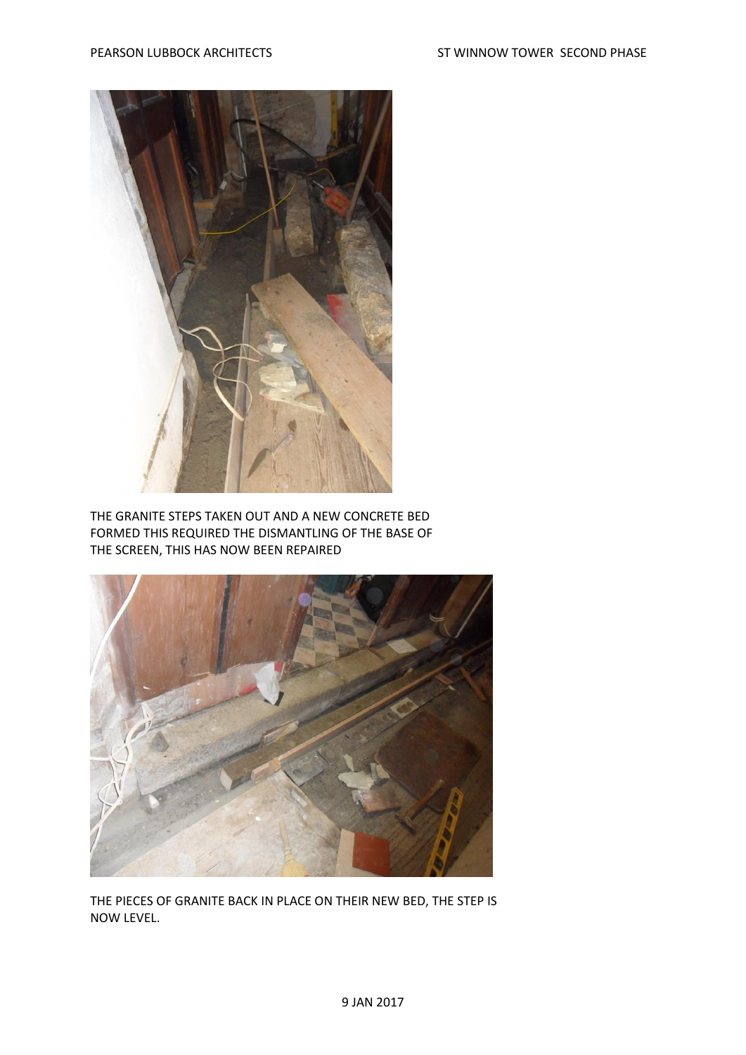THE GRANITE STEPS TAKEN OUT AND A NEW CONCRETE BED FORMED THIS REQUIRED THE DISMANTLING OF THE BASE OF THE SCREEN, THIS HAS NOW BEEN REPAIRED

THE PIECES OF GRANITE BACK IN PLACE ON THEIR NEW BED, THE STEP IS NOW LEVEL.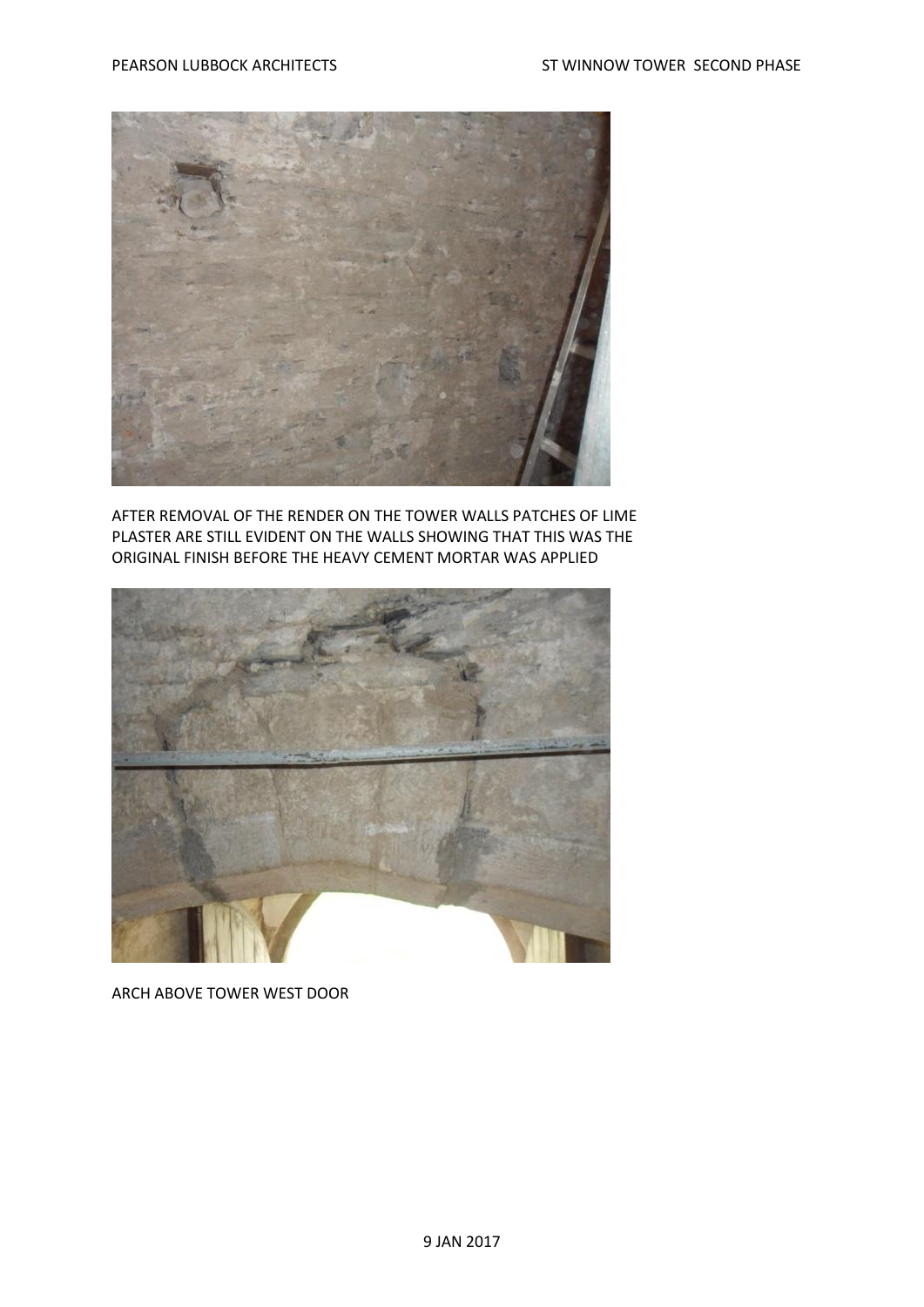AFTER REMOVAL OF THE RENDER ON THE TOWER WALLS PATCHES OF LIME PLASTER ARE STILL EVIDENT ON THE WALLS SHOWING THAT THIS WAS THE ORIGINAL FINISH BEFORE THE HEAVY CEMENT MORTAR WAS APPLIED

ARCH ABOVE TOWER WEST DOOR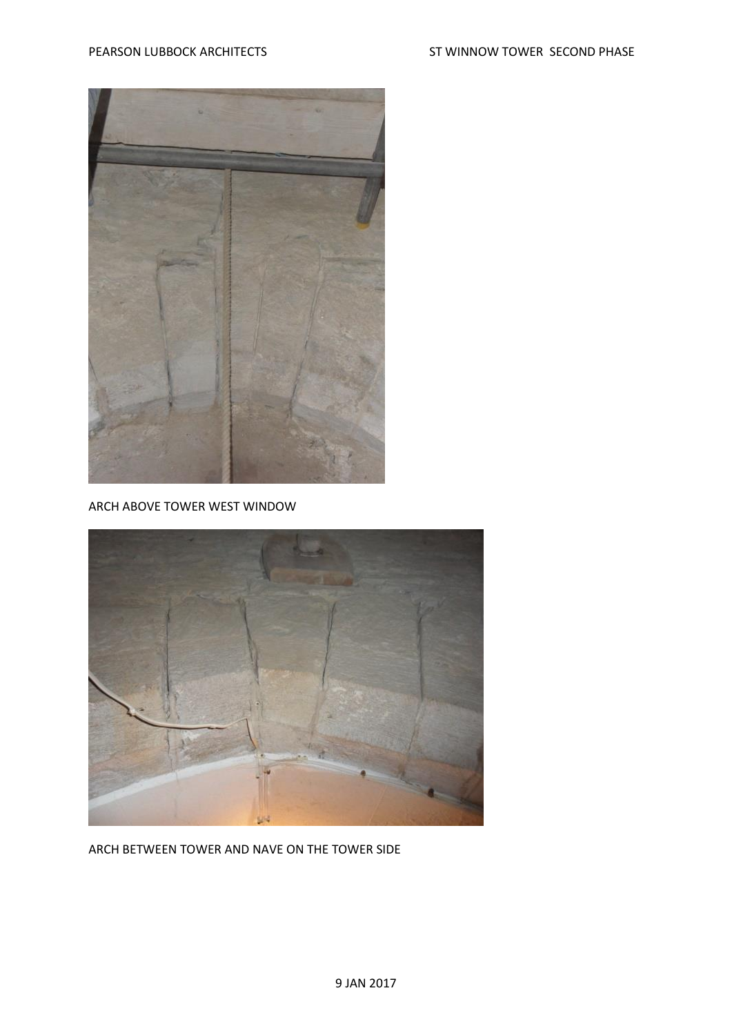ARCH ABOVE TOWER WEST WINDOW

ARCH BETWEEN TOWER AND NAVE ON THE TOWER SIDE

9 JAN 2017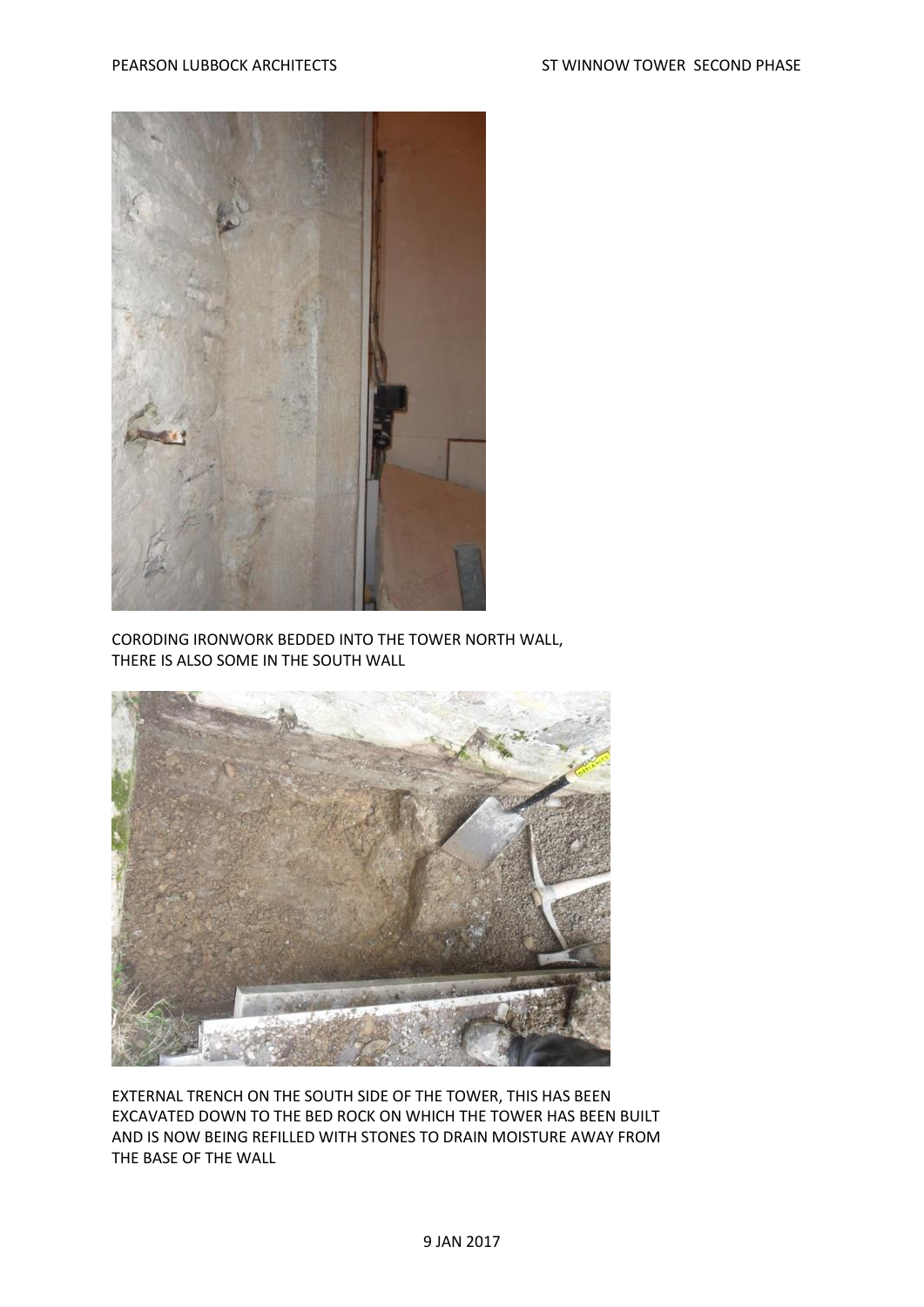CORODING IRONWORK BEDDED INTO THE TOWER NORTH WALL, THERE IS ALSO SOME IN THE SOUTH WALL

EXTERNAL TRENCH ON THE SOUTH SIDE OF THE TOWER, THIS HAS BEEN EXCAVATED DOWN TO THE BED ROCK ON WHICH THE TOWER HAS BEEN BUILT AND IS NOW BEING REFILLED WITH STONES TO DRAIN MOISTURE AWAY FROM THE BASE OF THE WALL

9 JAN 2017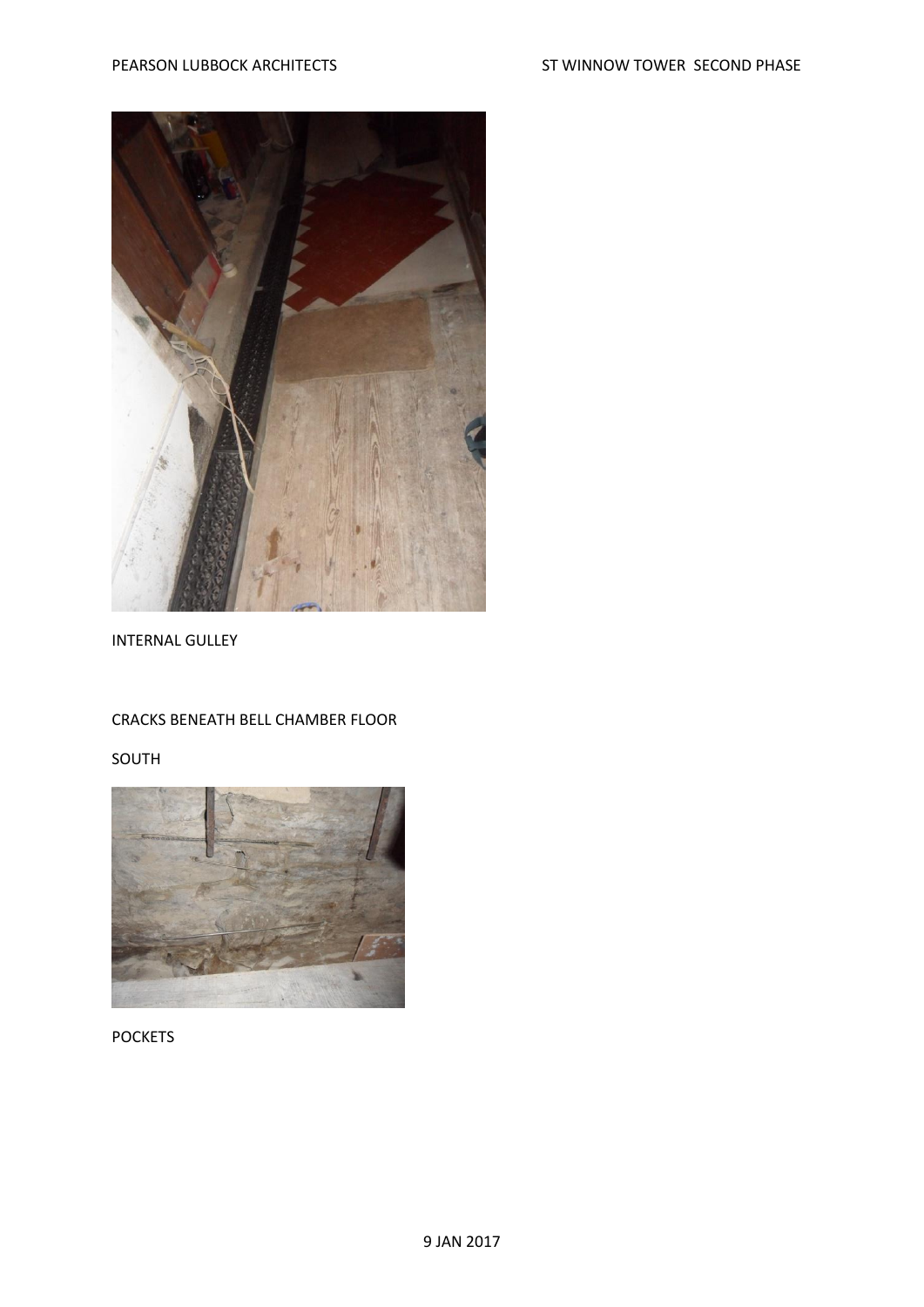INTERNAL GULLEY

CRACKS BENEATH BELL CHAMBER FLOOR

SOUTH

POCKETS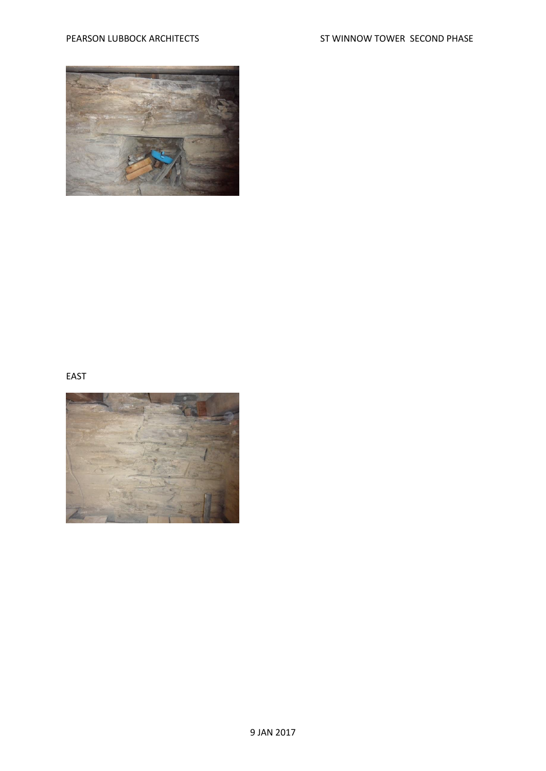EAST